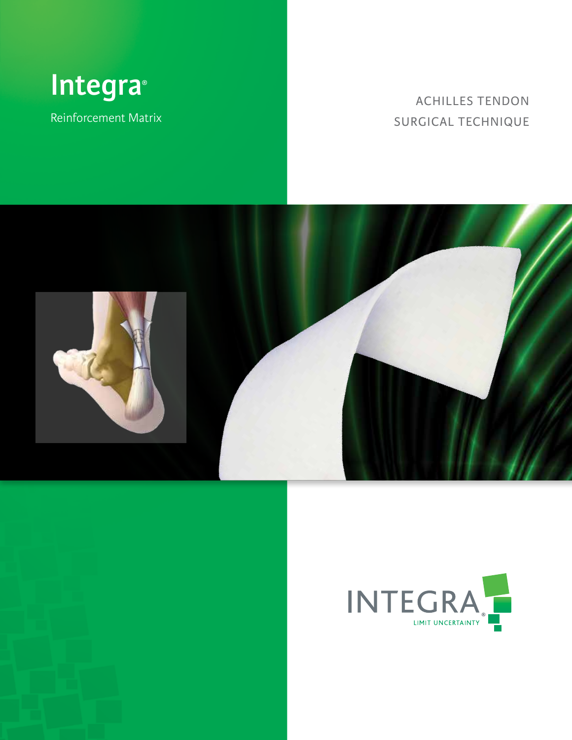# Integra®

Reinforcement Matrix

## ACHILLES TENDON SURGICAL TECHNIQUE

INTEGRA®

LIMIT UNCERTAINTY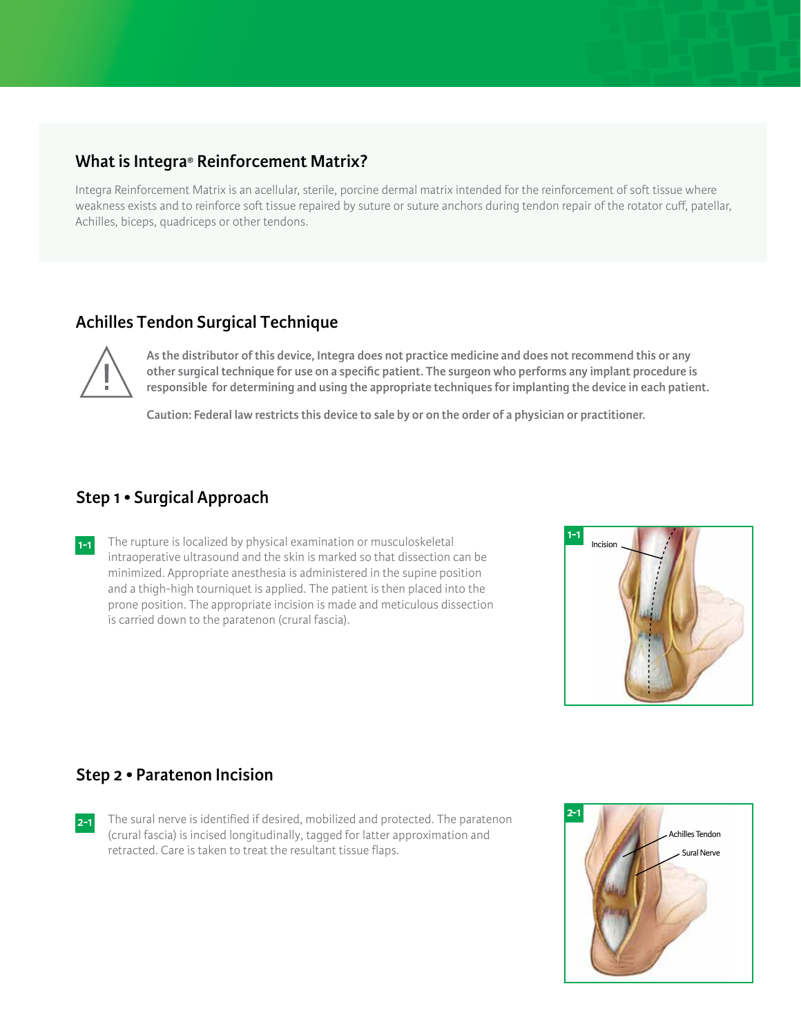## What is Integra® Reinforcement Matrix?

Integra Reinforcement Matrix is an acellular, sterile, porcine dermal matrix intended for the reinforcement of soft tissue where weakness exists and to reinforce soft tissue repaired by suture or suture anchors during tendon repair of the rotator cuff, patellar, Achilles, biceps, quadriceps or other tendons.

## Achilles Tendon Surgical Technique

**As the distributor of this device, Integra does not practice medicine and does not recommend this or any other surgical technique for use on a specific patient. The surgeon who performs any implant procedure is responsible for determining and using the appropriate techniques for implanting the device in each patient.**

**Caution: Federal law restricts this device to sale by or on the order of a physician or practitioner.**

## Step 1 • Surgical Approach

**1-1** The rupture is localized by physical examination or musculoskeletal intraoperative ultrasound and the skin is marked so that dissection can be minimized. Appropriate anesthesia is administered in the supine position and a thigh-high tourniquet is applied. The patient is then placed into the prone position. The appropriate incision is made and meticulous dissection is carried down to the paratenon (crural fascia).

**1-1** Incision

## Step 2 • Paratenon Incision

**2-1** The sural nerve is identified if desired, mobilized and protected. The paratenon (crural fascia) is incised longitudinally, tagged for latter approximation and retracted. Care is taken to treat the resultant tissue flaps.

**2-1** Achilles Tendon, Sural Nerve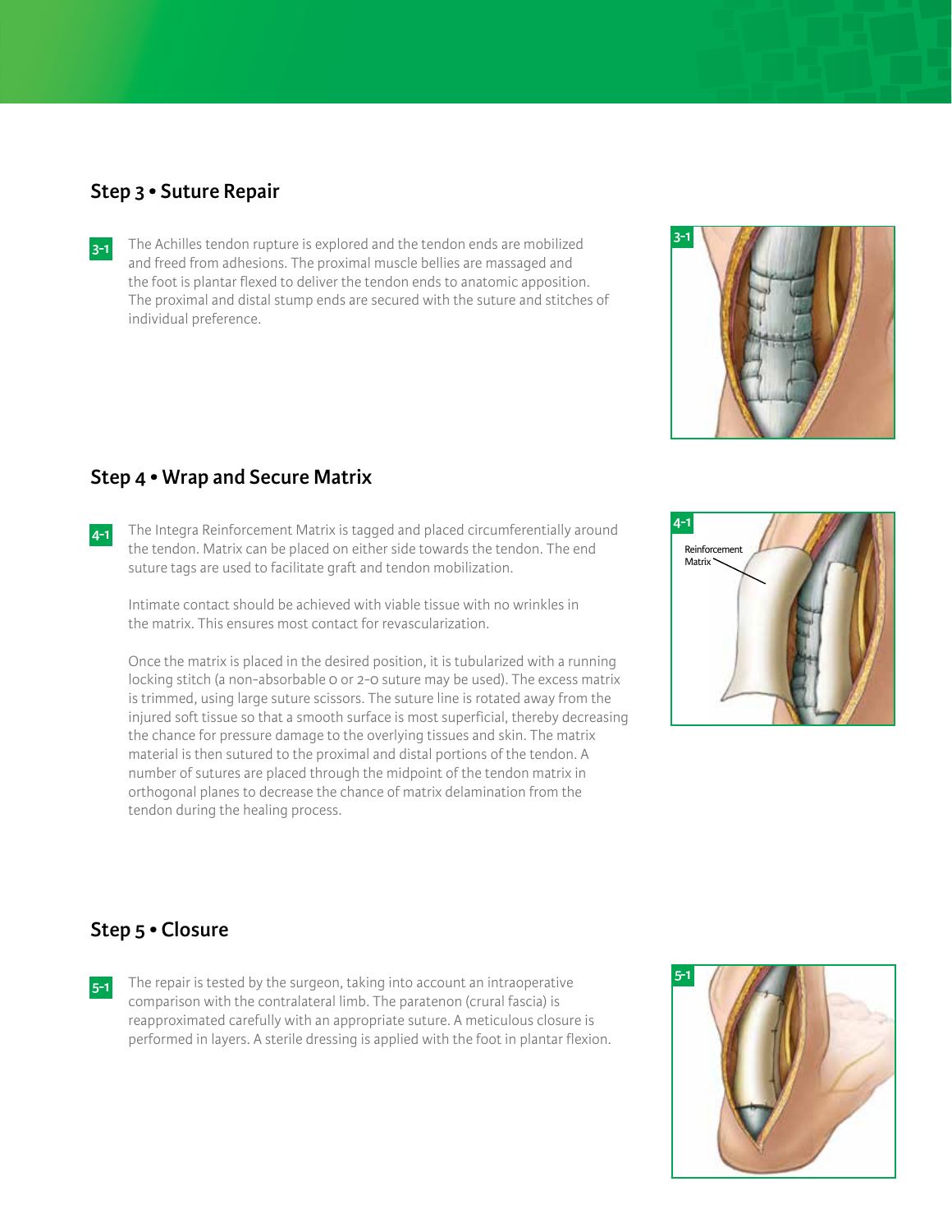## Step 3 • Suture Repair

**3-1** The Achilles tendon rupture is explored and the tendon ends are mobilized and freed from adhesions. The proximal muscle bellies are massaged and the foot is plantar flexed to deliver the tendon ends to anatomic apposition. The proximal and distal stump ends are secured with the suture and stitches of individual preference.

## Step 4 • Wrap and Secure Matrix

**4-1** The Integra Reinforcement Matrix is tagged and placed circumferentially around the tendon. Matrix can be placed on either side towards the tendon. The end suture tags are used to facilitate graft and tendon mobilization.

Intimate contact should be achieved with viable tissue with no wrinkles in the matrix. This ensures most contact for revascularization.

Once the matrix is placed in the desired position, it is tubularized with a running locking stitch (a non-absorbable 0 or 2-0 suture may be used). The excess matrix is trimmed, using large suture scissors. The suture line is rotated away from the injured soft tissue so that a smooth surface is most superficial, thereby decreasing the chance for pressure damage to the overlying tissues and skin. The matrix material is then sutured to the proximal and distal portions of the tendon. A number of sutures are placed through the midpoint of the tendon matrix in orthogonal planes to decrease the chance of matrix delamination from the tendon during the healing process.

## Step 5 • Closure

**5-1** The repair is tested by the surgeon, taking into account an intraoperative comparison with the contralateral limb. The paratenon (crural fascia) is reapproximated carefully with an appropriate suture. A meticulous closure is performed in layers. A sterile dressing is applied with the foot in plantar flexion.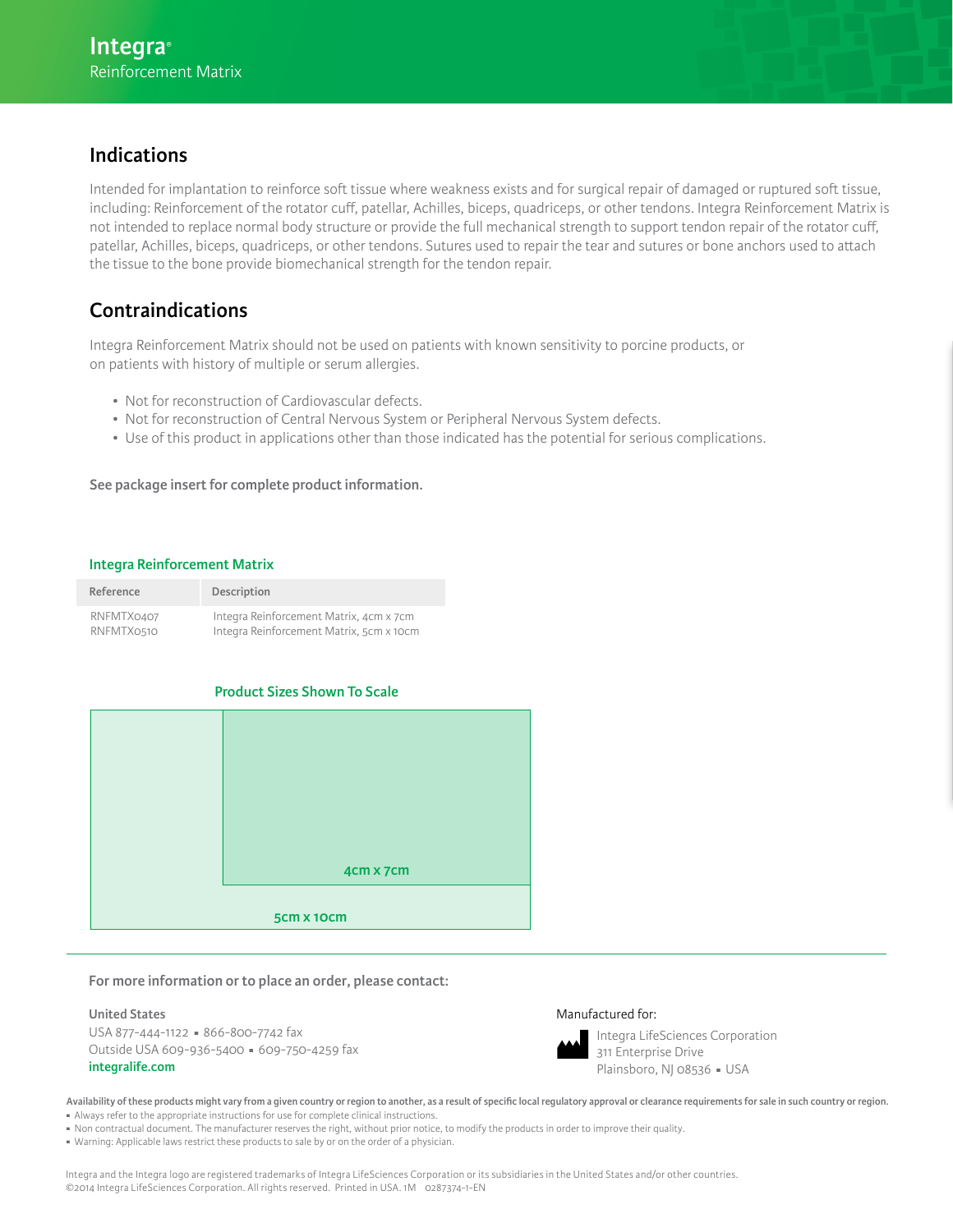# Integra®
Reinforcement Matrix

## Indications

Intended for implantation to reinforce soft tissue where weakness exists and for surgical repair of damaged or ruptured soft tissue, including: Reinforcement of the rotator cuff, patellar, Achilles, biceps, quadriceps, or other tendons. Integra Reinforcement Matrix is not intended to replace normal body structure or provide the full mechanical strength to support tendon repair of the rotator cuff, patellar, Achilles, biceps, quadriceps, or other tendons. Sutures used to repair the tear and sutures or bone anchors used to attach the tissue to the bone provide biomechanical strength for the tendon repair.

## Contraindications

Integra Reinforcement Matrix should not be used on patients with known sensitivity to porcine products, or on patients with history of multiple or serum allergies.

- Not for reconstruction of Cardiovascular defects.
- Not for reconstruction of Central Nervous System or Peripheral Nervous System defects.
- Use of this product in applications other than those indicated has the potential for serious complications.

**See package insert for complete product information.**

### Integra Reinforcement Matrix

| Reference | Description |
|---|---|
| RNFMTX0407 | Integra Reinforcement Matrix, 4cm x 7cm |
| RNFMTX0510 | Integra Reinforcement Matrix, 5cm x 10cm |

### Product Sizes Shown To Scale

4cm x 7cm

5cm x 10cm

**For more information or to place an order, please contact:**

**United States**
USA 877-444-1122 ▪ 866-800-7742 fax
Outside USA 609-936-5400 ▪ 609-750-4259 fax
**integralife.com**

Manufactured for:
Integra LifeSciences Corporation
311 Enterprise Drive
Plainsboro, NJ 08536 ▪ USA

**Availability of these products might vary from a given country or region to another, as a result of specific local regulatory approval or clearance requirements for sale in such country or region.**

- Always refer to the appropriate instructions for use for complete clinical instructions.
- Non contractual document. The manufacturer reserves the right, without prior notice, to modify the products in order to improve their quality.
- Warning: Applicable laws restrict these products to sale by or on the order of a physician.

Integra and the Integra logo are registered trademarks of Integra LifeSciences Corporation or its subsidiaries in the United States and/or other countries.
©2014 Integra LifeSciences Corporation. All rights reserved. Printed in USA. 1M 0287374-1-EN